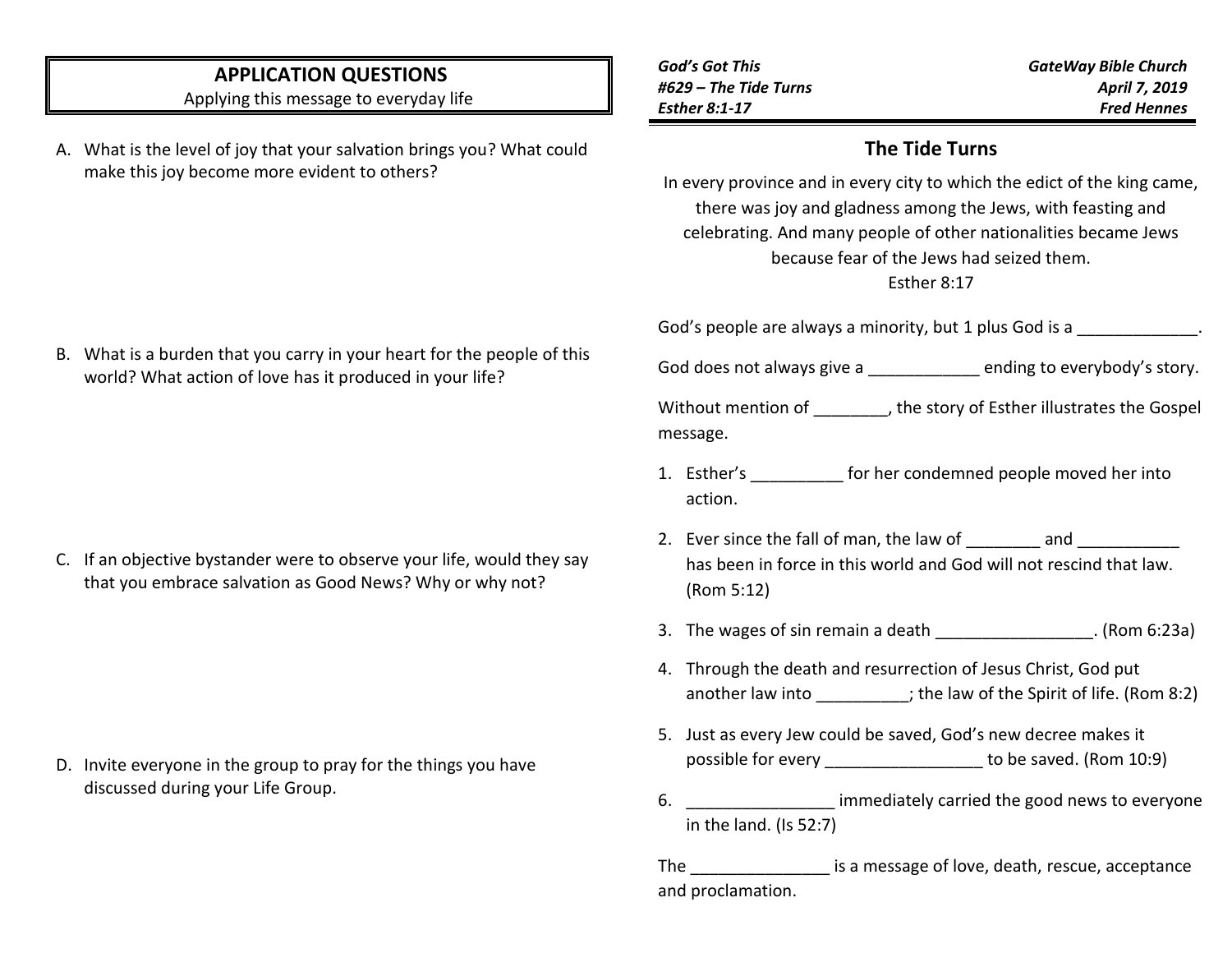## APPLICATION QUESTIONS

Applying this message to everyday life

A. What is the level of joy that your salvation brings you? What could make this joy become more evident to others?

B. What is a burden that you carry in your heart for the people of this world? What action of love has it produced in your life?

C. If an objective bystander were to observe your life, would they say that you embrace salvation as Good News? Why or why not?

D. Invite everyone in the group to pray for the things you have discussed during your Life Group.

***God's Got This***
***#629 – The Tide Turns***
***Esther 8:1-17***

***GateWay Bible Church***
***April 7, 2019***
***Fred Hennes***

## The Tide Turns

In every province and in every city to which the edict of the king came, there was joy and gladness among the Jews, with feasting and celebrating. And many people of other nationalities became Jews because fear of the Jews had seized them.
Esther 8:17

God's people are always a minority, but 1 plus God is a _____________.

God does not always give a ____________ ending to everybody's story.

Without mention of ________, the story of Esther illustrates the Gospel message.

1. Esther's __________ for her condemned people moved her into action.
2. Ever since the fall of man, the law of ________ and ___________ has been in force in this world and God will not rescind that law. (Rom 5:12)
3. The wages of sin remain a death _________________. (Rom 6:23a)
4. Through the death and resurrection of Jesus Christ, God put another law into __________; the law of the Spirit of life. (Rom 8:2)
5. Just as every Jew could be saved, God's new decree makes it possible for every _________________ to be saved. (Rom 10:9)
6. ________________ immediately carried the good news to everyone in the land. (Is 52:7)

The _______________ is a message of love, death, rescue, acceptance and proclamation.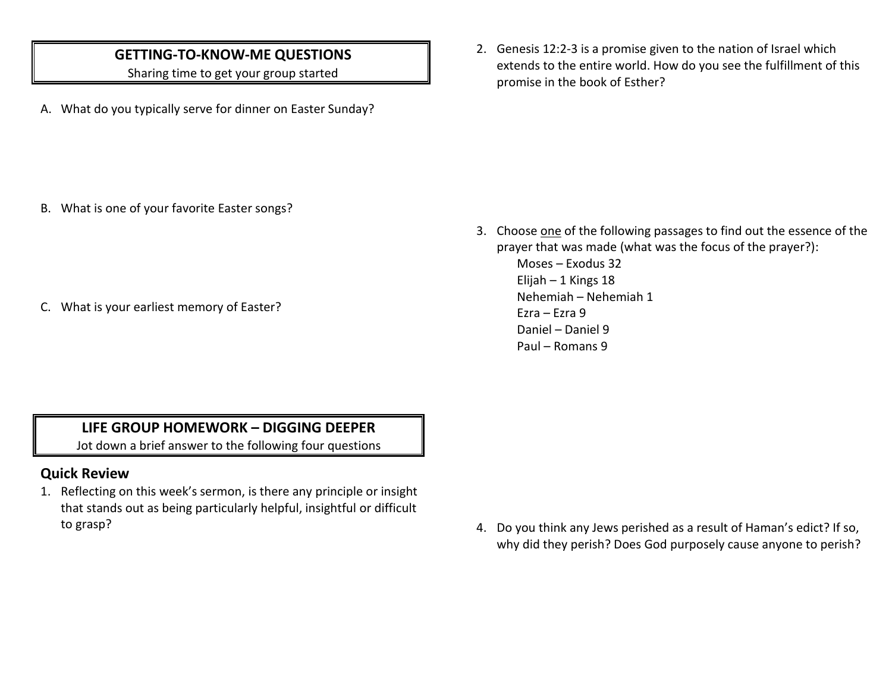## GETTING-TO-KNOW-ME QUESTIONS

Sharing time to get your group started

A. What do you typically serve for dinner on Easter Sunday?

B. What is one of your favorite Easter songs?

C. What is your earliest memory of Easter?

## LIFE GROUP HOMEWORK – DIGGING DEEPER

Jot down a brief answer to the following four questions

### Quick Review

1. Reflecting on this week's sermon, is there any principle or insight that stands out as being particularly helpful, insightful or difficult to grasp?

2. Genesis 12:2-3 is a promise given to the nation of Israel which extends to the entire world. How do you see the fulfillment of this promise in the book of Esther?

3. Choose <u>one</u> of the following passages to find out the essence of the prayer that was made (what was the focus of the prayer?):
   - Moses – Exodus 32
   - Elijah – 1 Kings 18
   - Nehemiah – Nehemiah 1
   - Ezra – Ezra 9
   - Daniel – Daniel 9
   - Paul – Romans 9

4. Do you think any Jews perished as a result of Haman's edict? If so, why did they perish? Does God purposely cause anyone to perish?